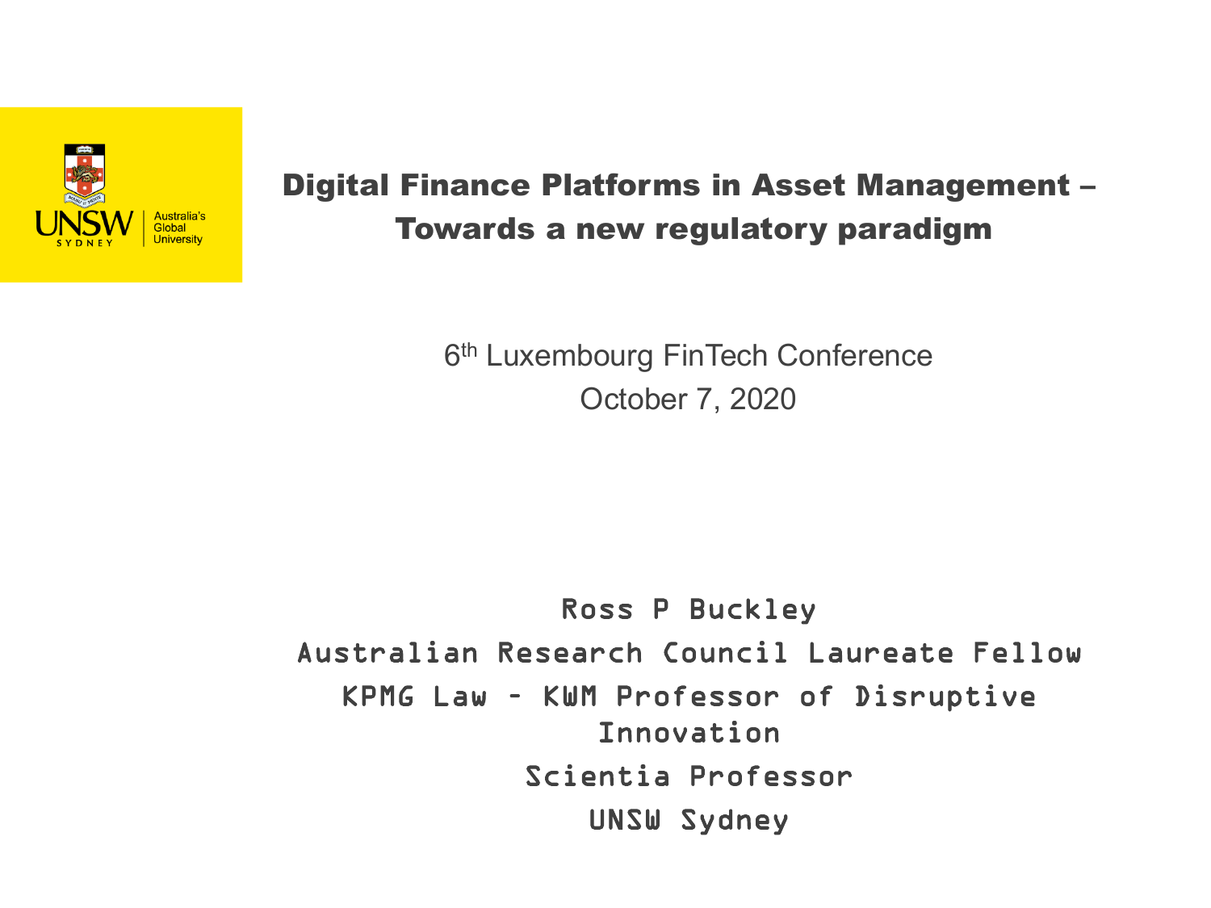# Digital Finance Platforms in Asset Management – Towards a new regulatory paradigm

6th Luxembourg FinTech Conference

October 7, 2020

Ross P Buckley

Australian Research Council Laureate Fellow

KPMG Law – KWM Professor of Disruptive Innovation

Scientia Professor

UNSW Sydney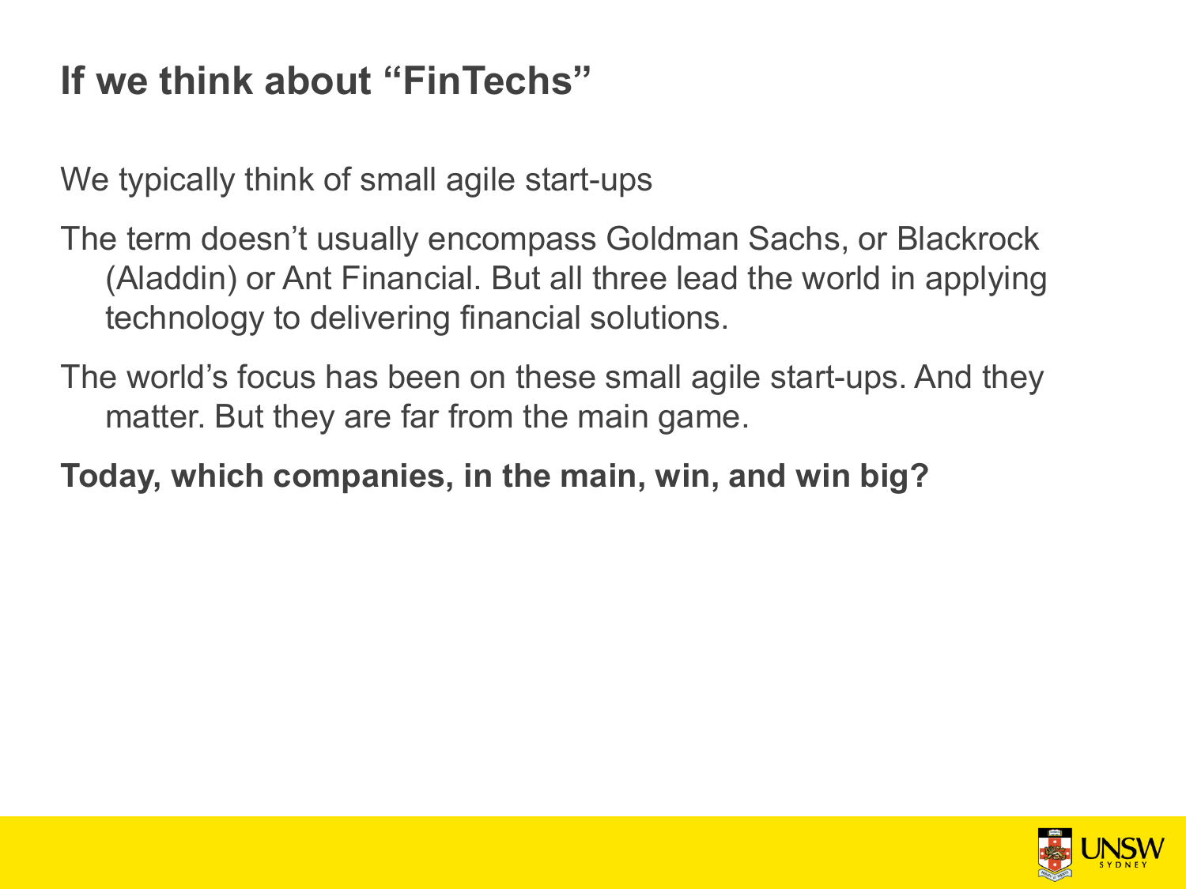# If we think about "FinTechs"

We typically think of small agile start-ups

The term doesn't usually encompass Goldman Sachs, or Blackrock (Aladdin) or Ant Financial. But all three lead the world in applying technology to delivering financial solutions.

The world's focus has been on these small agile start-ups. And they matter. But they are far from the main game.

**Today, which companies, in the main, win, and win big?**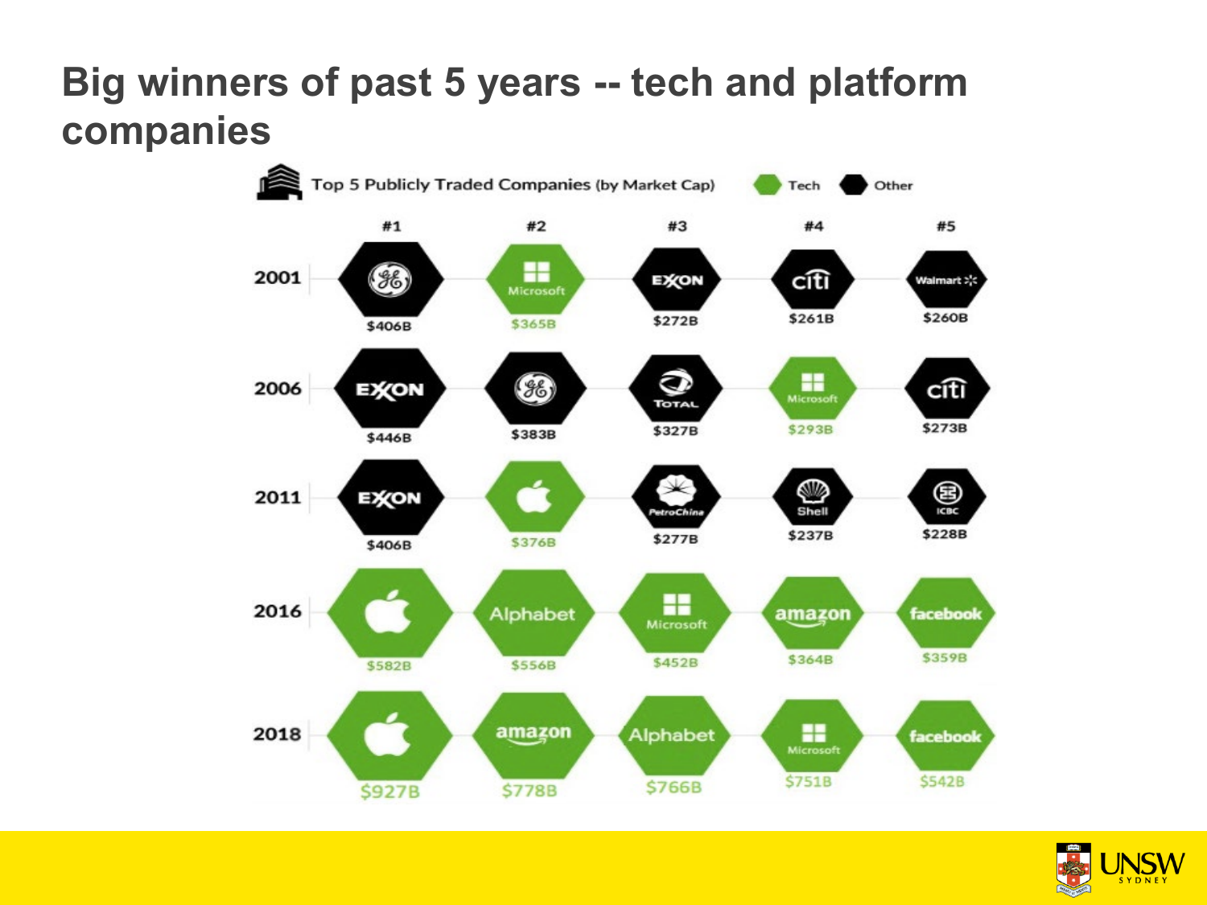# Big winners of past 5 years -- tech and platform companies

Top 5 Publicly Traded Companies (by Market Cap) — Tech / Other

| | #1 | #2 | #3 | #4 | #5 |
|---|---|---|---|---|---|
| 2001 | GE $406B | Microsoft $365B | Exxon $272B | Citi $261B | Walmart $260B |
| 2006 | Exxon $446B | GE $383B | Total $327B | Microsoft $293B | Citi $273B |
| 2011 | Exxon $406B | Apple $376B | PetroChina $277B | Shell $237B | ICBC $228B |
| 2016 | Apple $582B | Alphabet $556B | Microsoft $452B | amazon $364B | facebook $359B |
| 2018 | Apple $927B | amazon $778B | Alphabet $766B | Microsoft $751B | facebook $542B |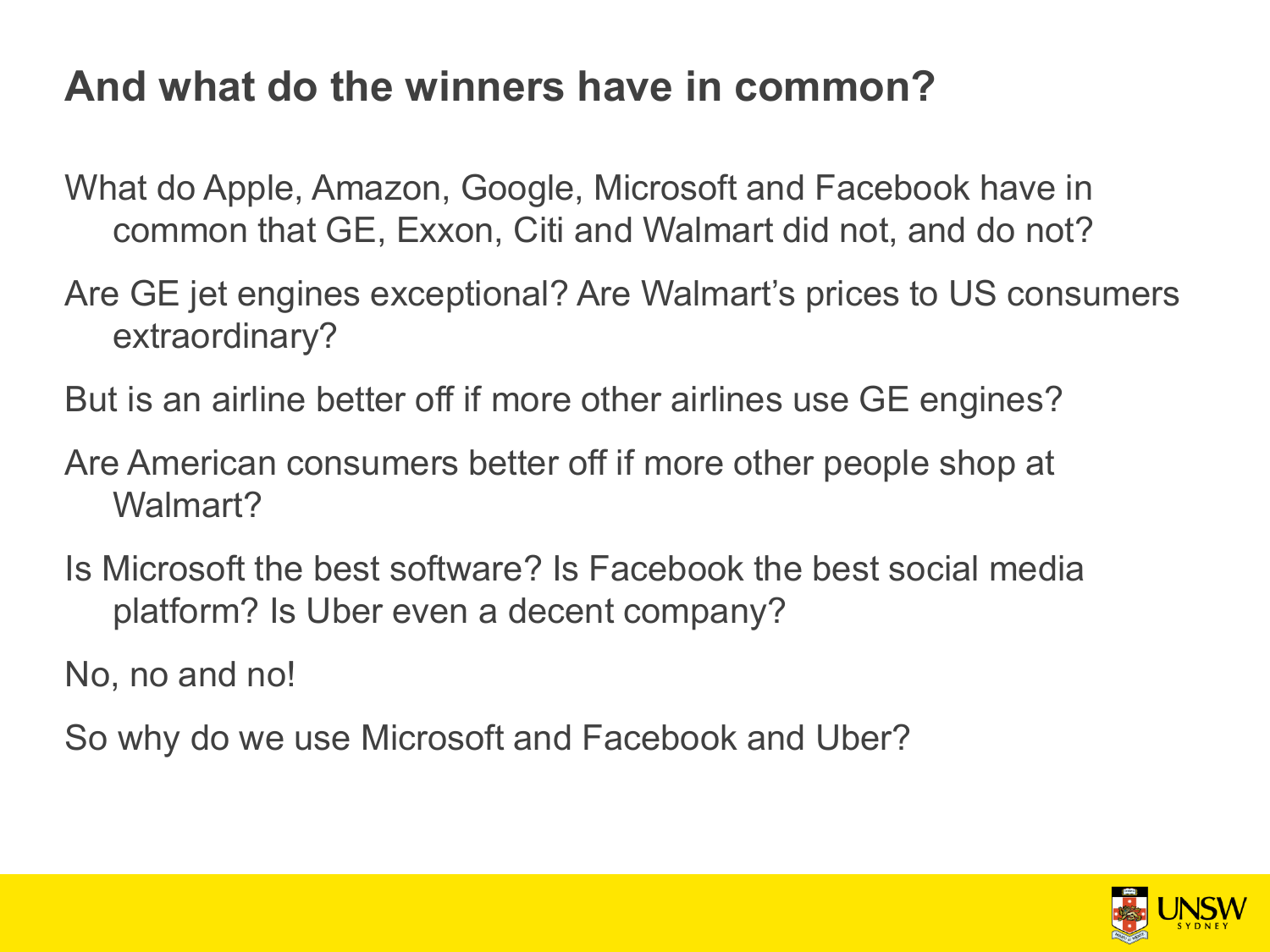# And what do the winners have in common?

What do Apple, Amazon, Google, Microsoft and Facebook have in common that GE, Exxon, Citi and Walmart did not, and do not?

Are GE jet engines exceptional? Are Walmart's prices to US consumers extraordinary?

But is an airline better off if more other airlines use GE engines?

Are American consumers better off if more other people shop at Walmart?

Is Microsoft the best software? Is Facebook the best social media platform? Is Uber even a decent company?

No, no and no!

So why do we use Microsoft and Facebook and Uber?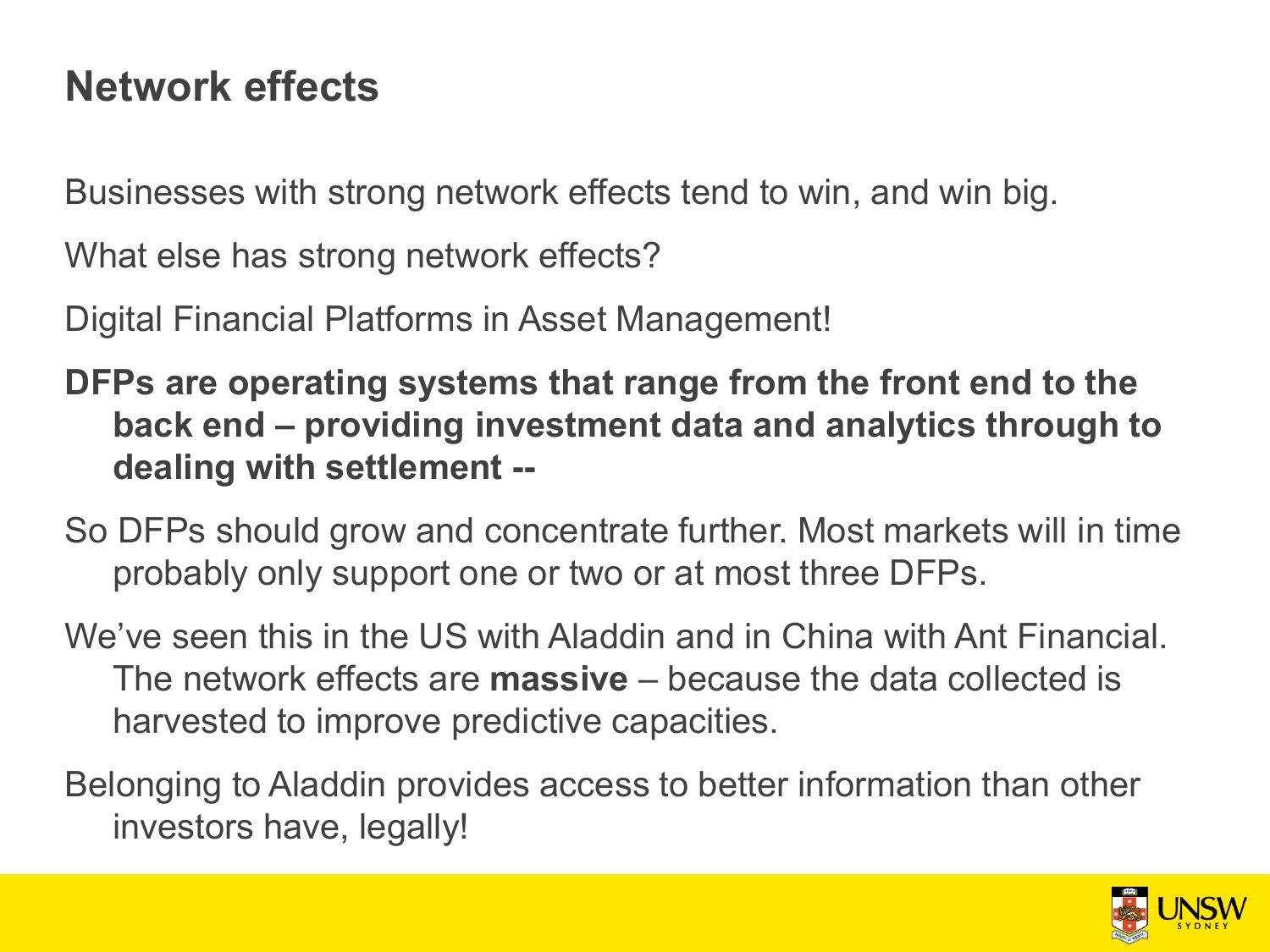# Network effects

Businesses with strong network effects tend to win, and win big.

What else has strong network effects?

Digital Financial Platforms in Asset Management!

**DFPs are operating systems that range from the front end to the back end – providing investment data and analytics through to dealing with settlement --**

So DFPs should grow and concentrate further. Most markets will in time probably only support one or two or at most three DFPs.

We've seen this in the US with Aladdin and in China with Ant Financial. The network effects are **massive** – because the data collected is harvested to improve predictive capacities.

Belonging to Aladdin provides access to better information than other investors have, legally!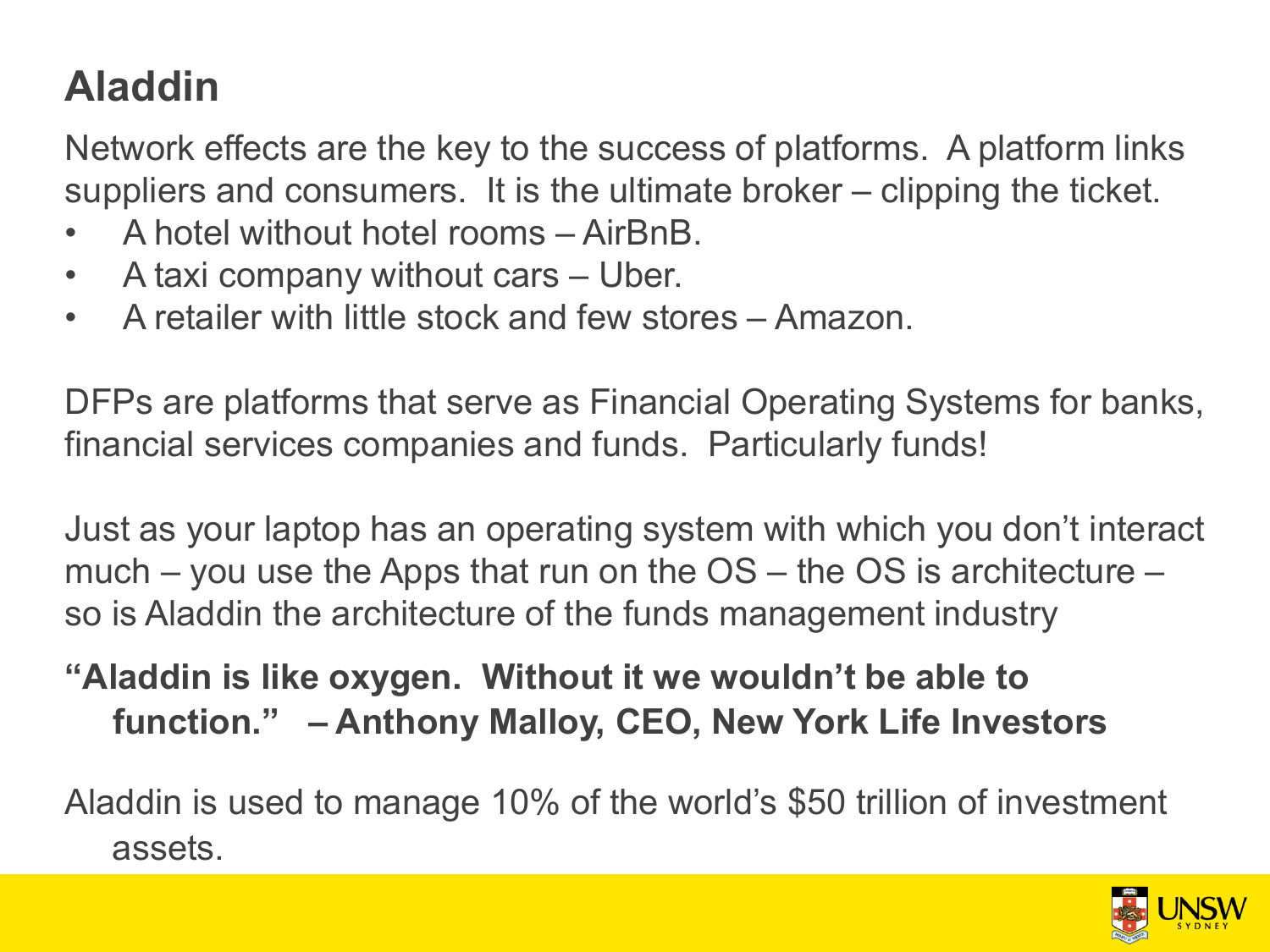# Aladdin

Network effects are the key to the success of platforms. A platform links suppliers and consumers. It is the ultimate broker – clipping the ticket.

- A hotel without hotel rooms – AirBnB.
- A taxi company without cars – Uber.
- A retailer with little stock and few stores – Amazon.

DFPs are platforms that serve as Financial Operating Systems for banks, financial services companies and funds. Particularly funds!

Just as your laptop has an operating system with which you don't interact much – you use the Apps that run on the OS – the OS is architecture – so is Aladdin the architecture of the funds management industry

**"Aladdin is like oxygen. Without it we wouldn't be able to function." – Anthony Malloy, CEO, New York Life Investors**

Aladdin is used to manage 10% of the world's $50 trillion of investment assets.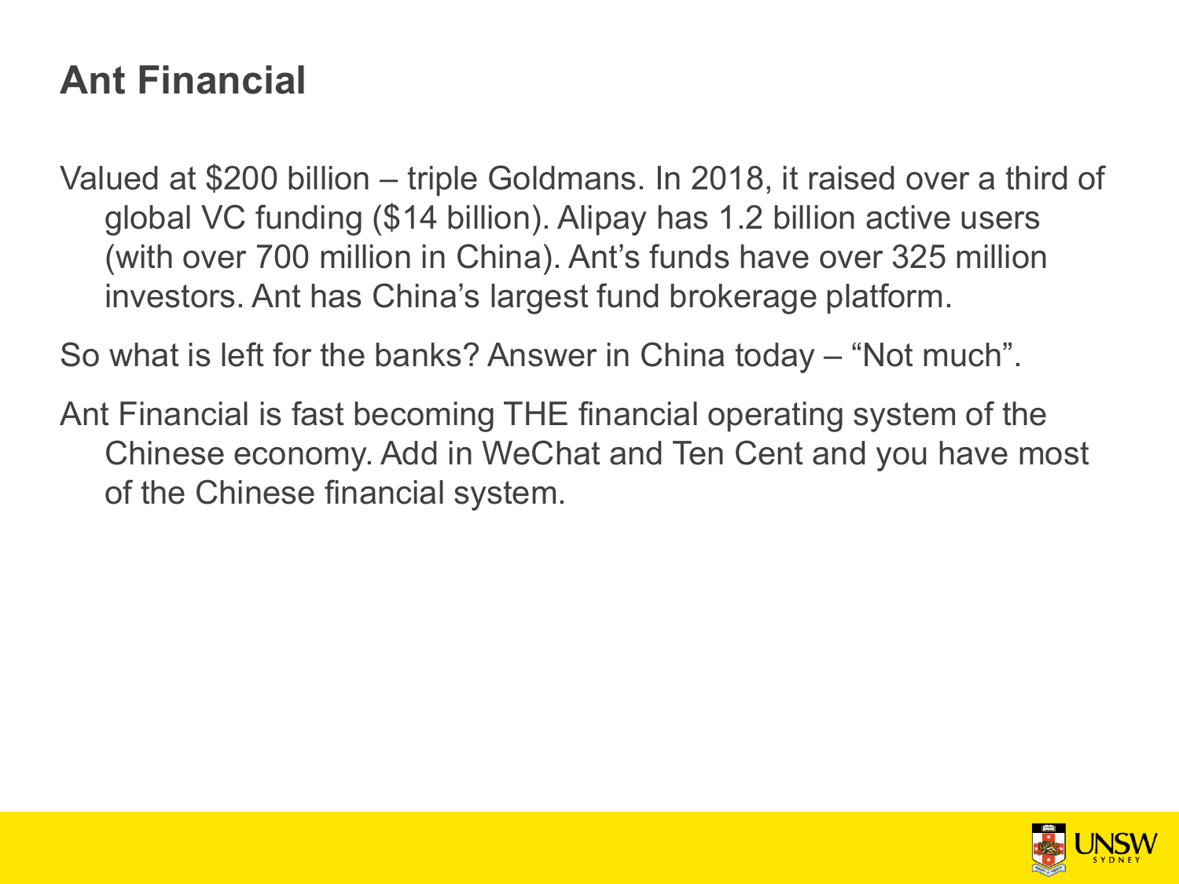# Ant Financial

Valued at $200 billion – triple Goldmans. In 2018, it raised over a third of global VC funding ($14 billion). Alipay has 1.2 billion active users (with over 700 million in China). Ant's funds have over 325 million investors. Ant has China's largest fund brokerage platform.

So what is left for the banks? Answer in China today – "Not much".

Ant Financial is fast becoming THE financial operating system of the Chinese economy. Add in WeChat and Ten Cent and you have most of the Chinese financial system.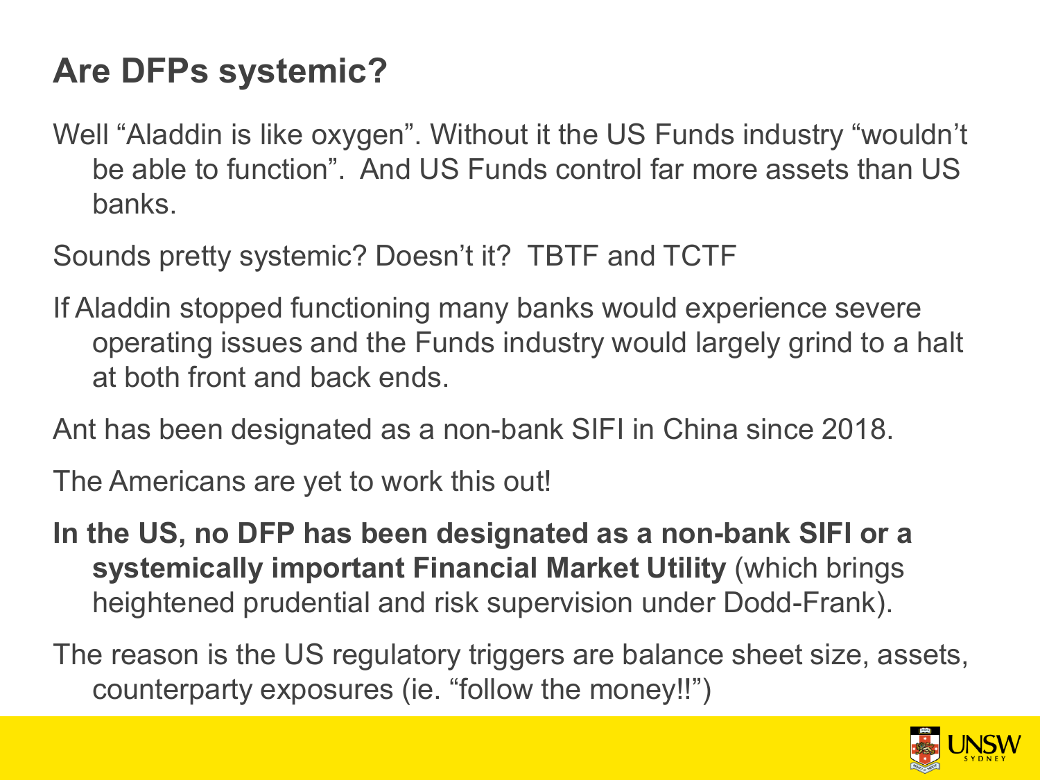# Are DFPs systemic?

Well “Aladdin is like oxygen”. Without it the US Funds industry “wouldn’t be able to function”. And US Funds control far more assets than US banks.

Sounds pretty systemic? Doesn’t it? TBTF and TCTF

If Aladdin stopped functioning many banks would experience severe operating issues and the Funds industry would largely grind to a halt at both front and back ends.

Ant has been designated as a non-bank SIFI in China since 2018.

The Americans are yet to work this out!

**In the US, no DFP has been designated as a non-bank SIFI or a systemically important Financial Market Utility** (which brings heightened prudential and risk supervision under Dodd-Frank).

The reason is the US regulatory triggers are balance sheet size, assets, counterparty exposures (ie. “follow the money!!”)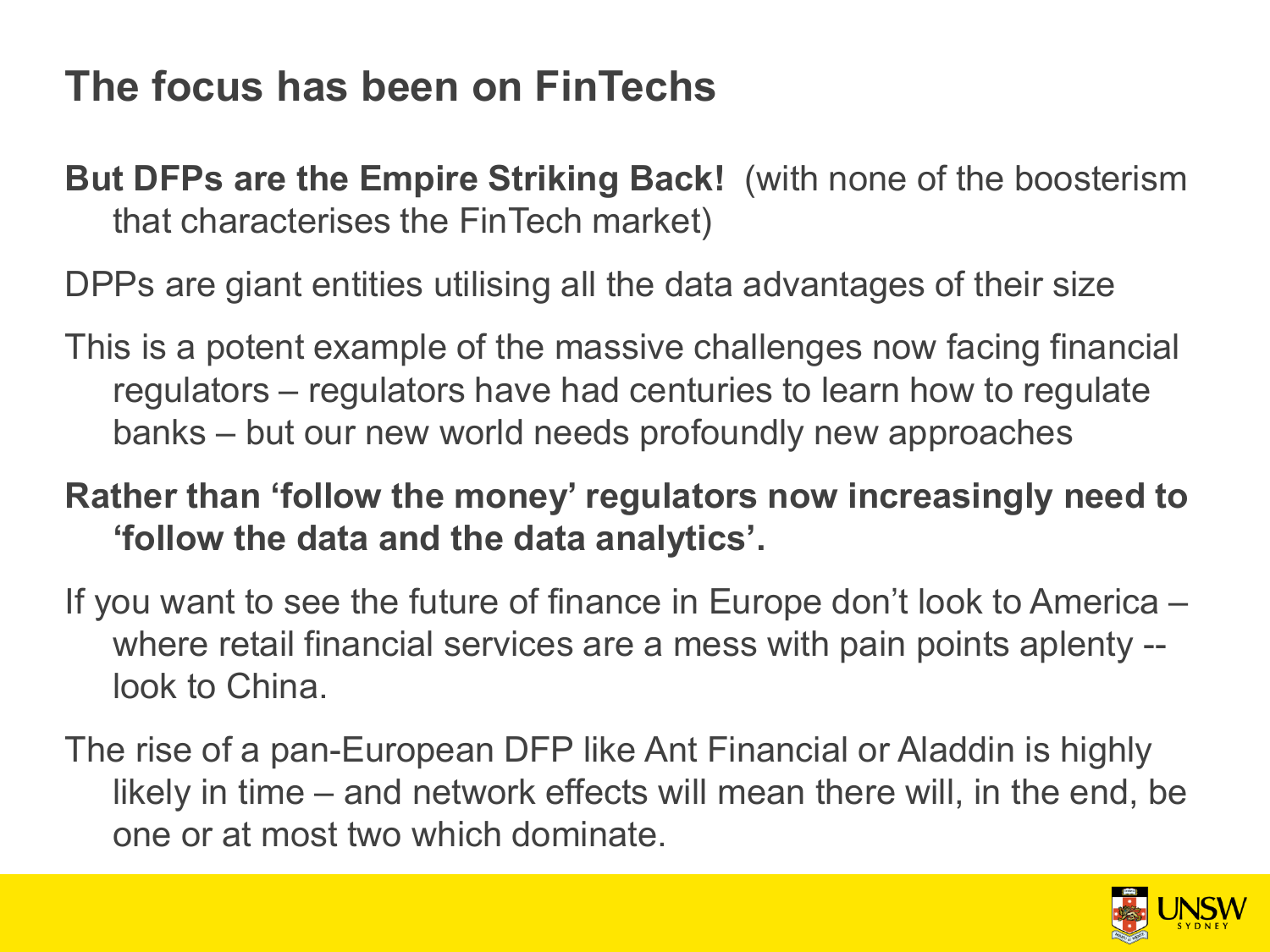# The focus has been on FinTechs

**But DFPs are the Empire Striking Back!** (with none of the boosterism that characterises the FinTech market)

DPPs are giant entities utilising all the data advantages of their size

This is a potent example of the massive challenges now facing financial regulators – regulators have had centuries to learn how to regulate banks – but our new world needs profoundly new approaches

**Rather than 'follow the money' regulators now increasingly need to 'follow the data and the data analytics'.**

If you want to see the future of finance in Europe don't look to America – where retail financial services are a mess with pain points aplenty -- look to China.

The rise of a pan-European DFP like Ant Financial or Aladdin is highly likely in time – and network effects will mean there will, in the end, be one or at most two which dominate.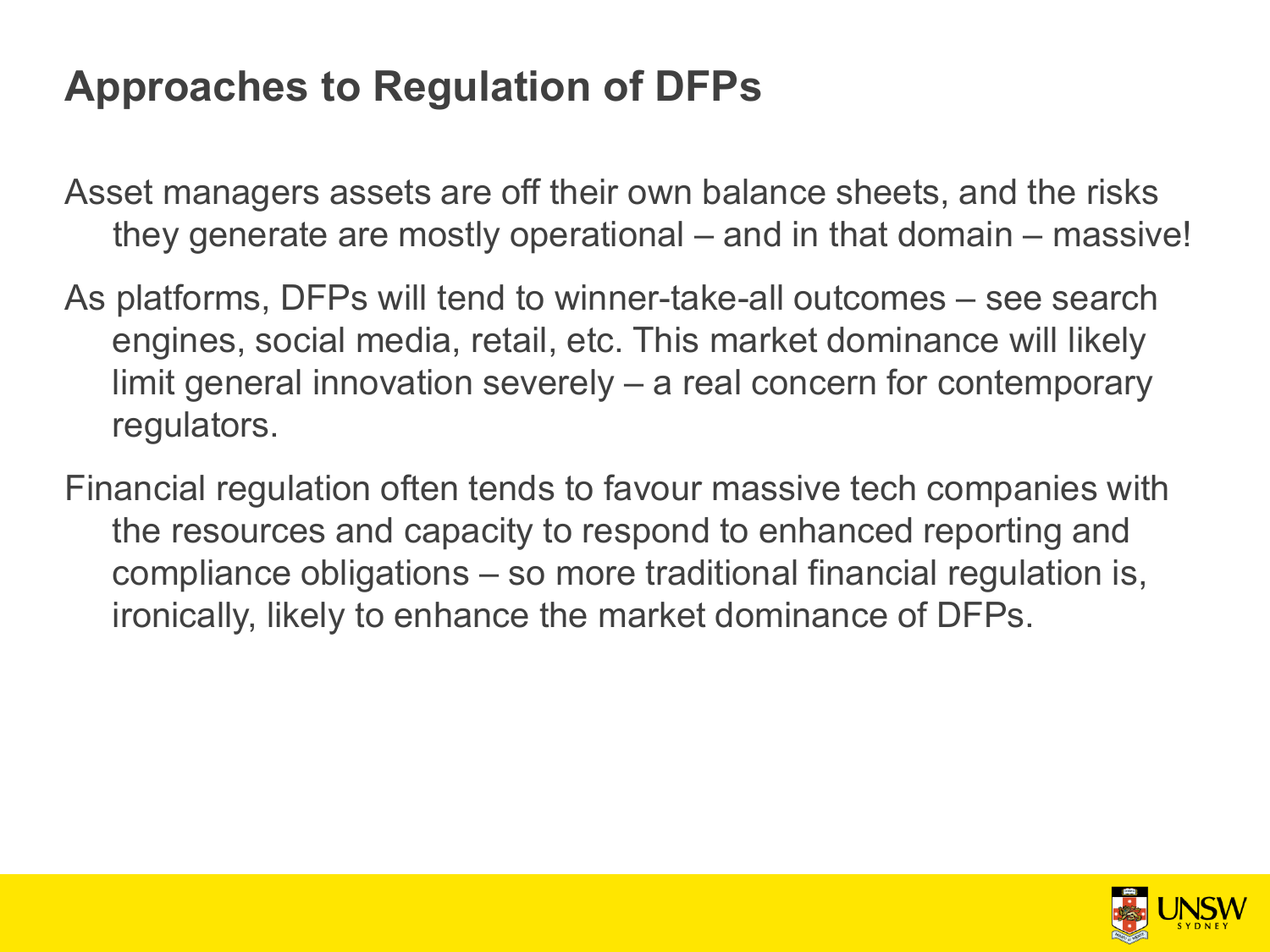# Approaches to Regulation of DFPs

Asset managers assets are off their own balance sheets, and the risks they generate are mostly operational – and in that domain – massive!

As platforms, DFPs will tend to winner-take-all outcomes – see search engines, social media, retail, etc. This market dominance will likely limit general innovation severely – a real concern for contemporary regulators.

Financial regulation often tends to favour massive tech companies with the resources and capacity to respond to enhanced reporting and compliance obligations – so more traditional financial regulation is, ironically, likely to enhance the market dominance of DFPs.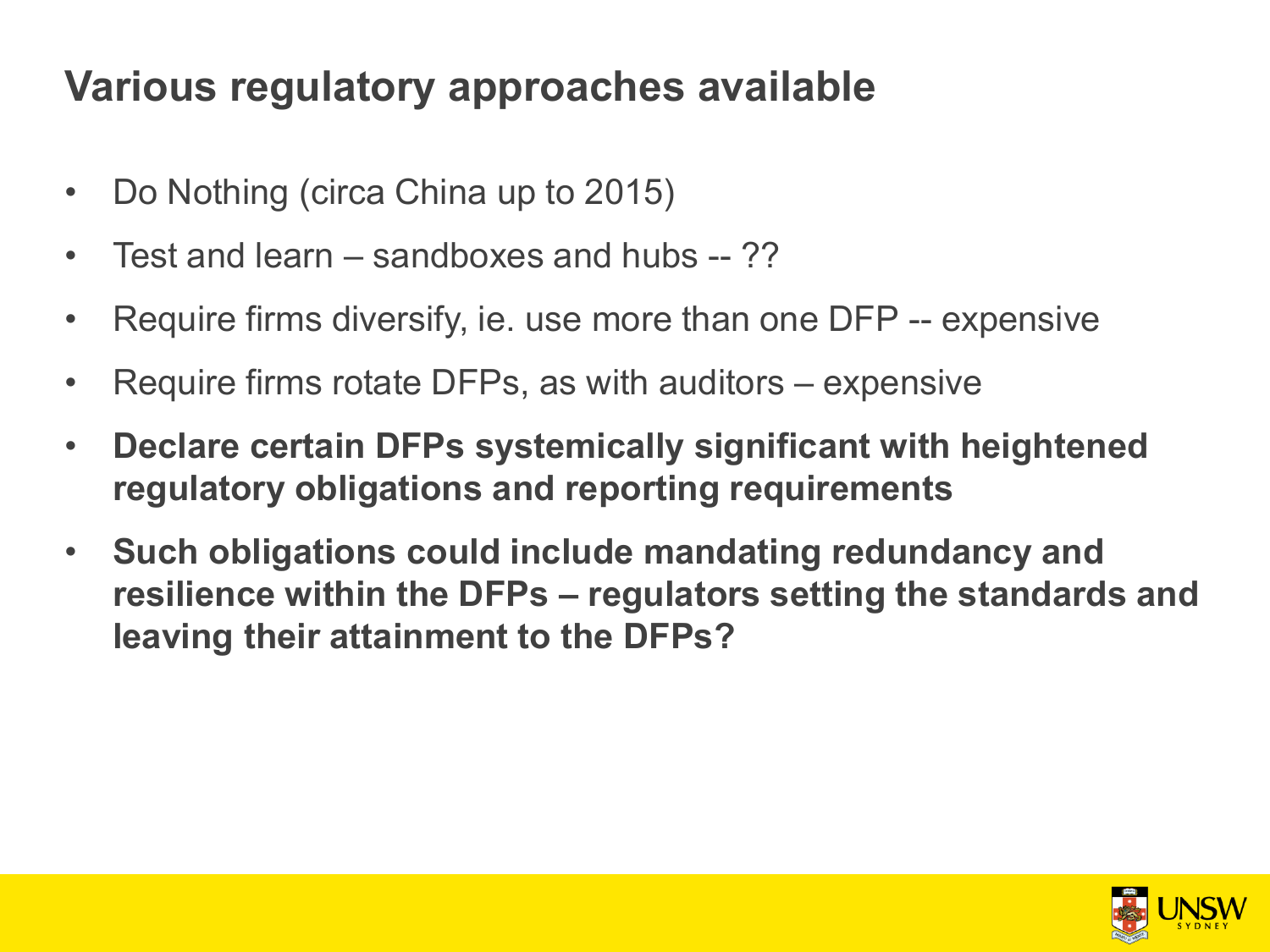# Various regulatory approaches available

- Do Nothing (circa China up to 2015)
- Test and learn – sandboxes and hubs -- ??
- Require firms diversify, ie. use more than one DFP -- expensive
- Require firms rotate DFPs, as with auditors – expensive
- **Declare certain DFPs systemically significant with heightened regulatory obligations and reporting requirements**
- **Such obligations could include mandating redundancy and resilience within the DFPs – regulators setting the standards and leaving their attainment to the DFPs?**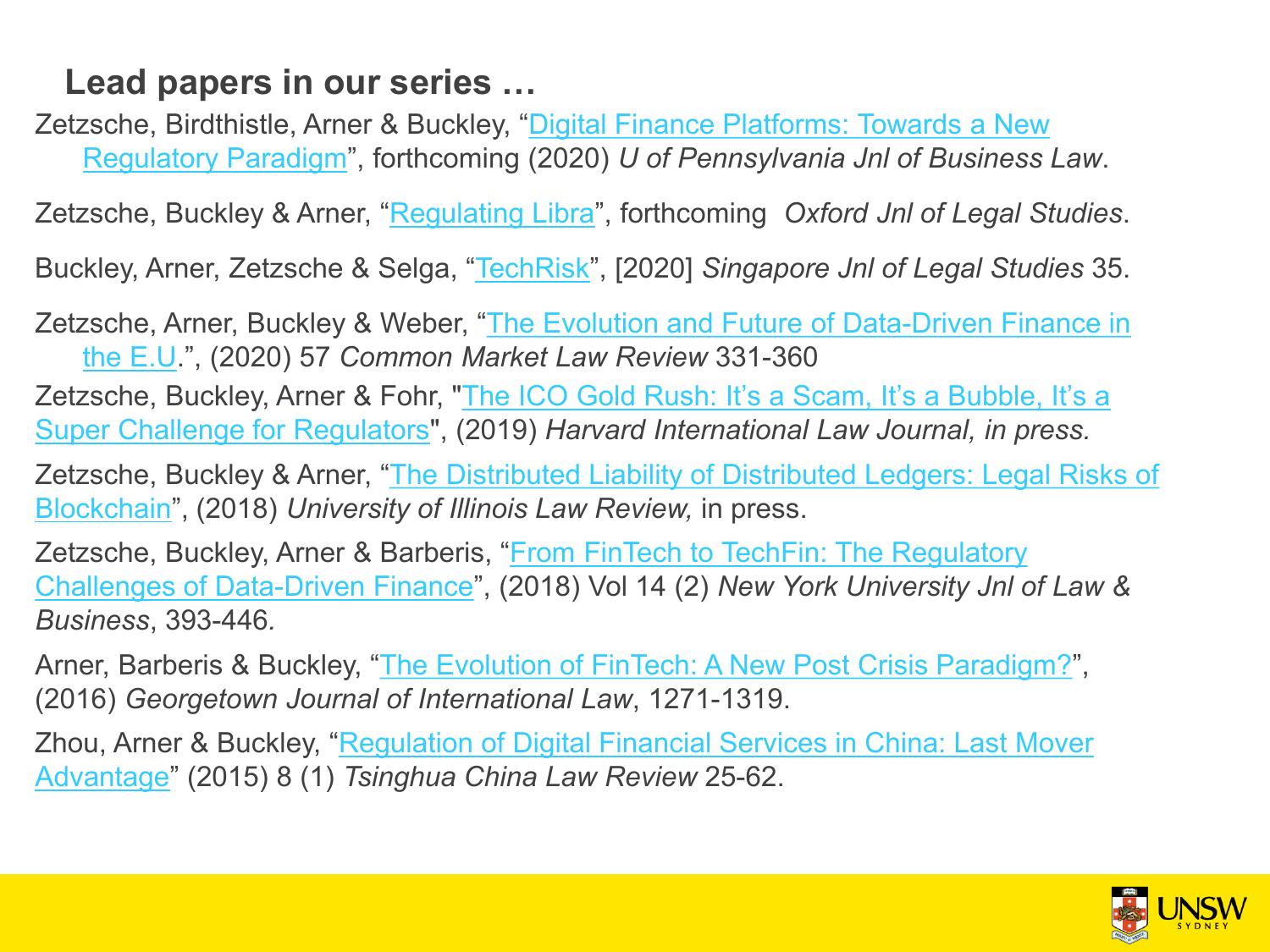## Lead papers in our series …

Zetzsche, Birdthistle, Arner & Buckley, "Digital Finance Platforms: Towards a New Regulatory Paradigm", forthcoming (2020) *U of Pennsylvania Jnl of Business Law*.

Zetzsche, Buckley & Arner, "Regulating Libra", forthcoming *Oxford Jnl of Legal Studies*.

Buckley, Arner, Zetzsche & Selga, "TechRisk", [2020] *Singapore Jnl of Legal Studies* 35.

Zetzsche, Arner, Buckley & Weber, "The Evolution and Future of Data-Driven Finance in the E.U.", (2020) 57 *Common Market Law Review* 331-360

Zetzsche, Buckley, Arner & Fohr, "The ICO Gold Rush: It's a Scam, It's a Bubble, It's a Super Challenge for Regulators", (2019) *Harvard International Law Journal, in press.*

Zetzsche, Buckley & Arner, "The Distributed Liability of Distributed Ledgers: Legal Risks of Blockchain", (2018) *University of Illinois Law Review,* in press.

Zetzsche, Buckley, Arner & Barberis, "From FinTech to TechFin: The Regulatory Challenges of Data-Driven Finance", (2018) Vol 14 (2) *New York University Jnl of Law & Business*, 393-446.

Arner, Barberis & Buckley, "The Evolution of FinTech: A New Post Crisis Paradigm?", (2016) *Georgetown Journal of International Law*, 1271-1319.

Zhou, Arner & Buckley, "Regulation of Digital Financial Services in China: Last Mover Advantage" (2015) 8 (1) *Tsinghua China Law Review* 25-62.